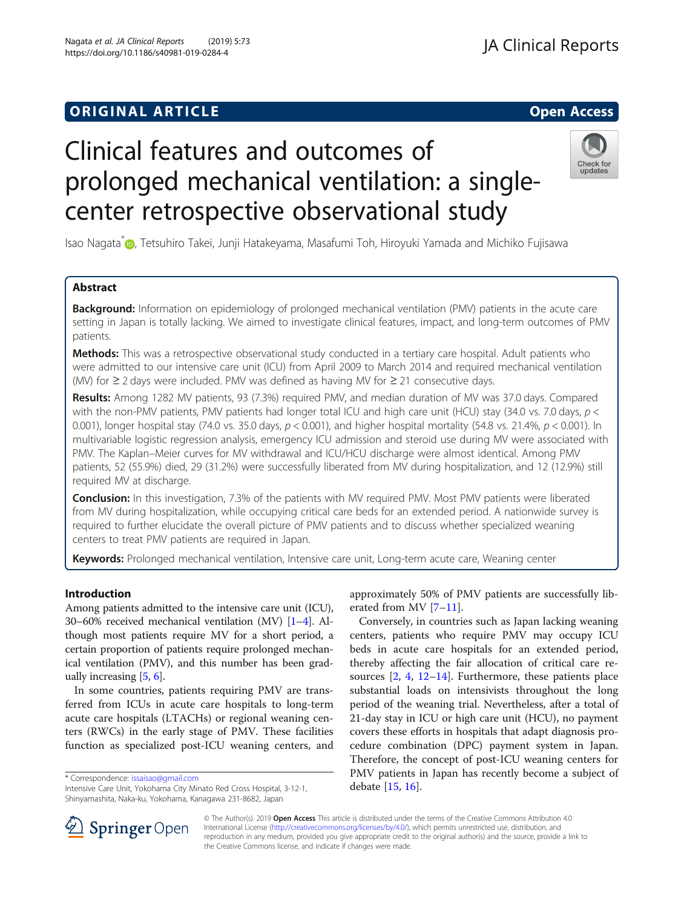ORIGINAL ARTICLE

Open Access

# Clinical features and outcomes of prolonged mechanical ventilation: a single-center retrospective observational study

Isao Nagata*, Tetsuhiro Takei, Junji Hatakeyama, Masafumi Toh, Hiroyuki Yamada and Michiko Fujisawa

## Abstract

**Background:** Information on epidemiology of prolonged mechanical ventilation (PMV) patients in the acute care setting in Japan is totally lacking. We aimed to investigate clinical features, impact, and long-term outcomes of PMV patients.

**Methods:** This was a retrospective observational study conducted in a tertiary care hospital. Adult patients who were admitted to our intensive care unit (ICU) from April 2009 to March 2014 and required mechanical ventilation (MV) for ≥ 2 days were included. PMV was defined as having MV for ≥ 21 consecutive days.

**Results:** Among 1282 MV patients, 93 (7.3%) required PMV, and median duration of MV was 37.0 days. Compared with the non-PMV patients, PMV patients had longer total ICU and high care unit (HCU) stay (34.0 vs. 7.0 days, $p < 0.001$), longer hospital stay (74.0 vs. 35.0 days, $p < 0.001$), and higher hospital mortality (54.8 vs. 21.4%, $p < 0.001$). In multivariable logistic regression analysis, emergency ICU admission and steroid use during MV were associated with PMV. The Kaplan–Meier curves for MV withdrawal and ICU/HCU discharge were almost identical. Among PMV patients, 52 (55.9%) died, 29 (31.2%) were successfully liberated from MV during hospitalization, and 12 (12.9%) still required MV at discharge.

**Conclusion:** In this investigation, 7.3% of the patients with MV required PMV. Most PMV patients were liberated from MV during hospitalization, while occupying critical care beds for an extended period. A nationwide survey is required to further elucidate the overall picture of PMV patients and to discuss whether specialized weaning centers to treat PMV patients are required in Japan.

**Keywords:** Prolonged mechanical ventilation, Intensive care unit, Long-term acute care, Weaning center

## Introduction

Among patients admitted to the intensive care unit (ICU), 30–60% received mechanical ventilation (MV) [1–4]. Although most patients require MV for a short period, a certain proportion of patients require prolonged mechanical ventilation (PMV), and this number has been gradually increasing [5, 6].

In some countries, patients requiring PMV are transferred from ICUs in acute care hospitals to long-term acute care hospitals (LTACHs) or regional weaning centers (RWCs) in the early stage of PMV. These facilities function as specialized post-ICU weaning centers, and approximately 50% of PMV patients are successfully liberated from MV [7–11].

Conversely, in countries such as Japan lacking weaning centers, patients who require PMV may occupy ICU beds in acute care hospitals for an extended period, thereby affecting the fair allocation of critical care resources [2, 4, 12–14]. Furthermore, these patients place substantial loads on intensivists throughout the long period of the weaning trial. Nevertheless, after a total of 21-day stay in ICU or high care unit (HCU), no payment covers these efforts in hospitals that adapt diagnosis procedure combination (DPC) payment system in Japan. Therefore, the concept of post-ICU weaning centers for PMV patients in Japan has recently become a subject of debate [15, 16].

* Correspondence: issaisao@gmail.com
Intensive Care Unit, Yokohama City Minato Red Cross Hospital, 3-12-1, Shinyamashita, Naka-ku, Yokohama, Kanagawa 231-8682, Japan

© The Author(s). 2019 **Open Access** This article is distributed under the terms of the Creative Commons Attribution 4.0 International License (http://creativecommons.org/licenses/by/4.0/), which permits unrestricted use, distribution, and reproduction in any medium, provided you give appropriate credit to the original author(s) and the source, provide a link to the Creative Commons license, and indicate if changes were made.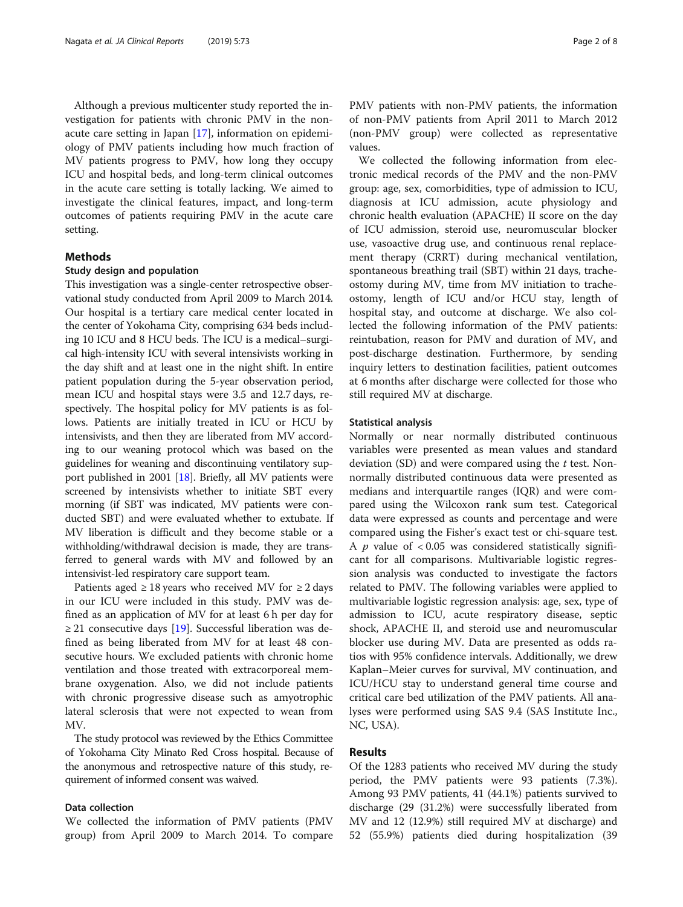Although a previous multicenter study reported the investigation for patients with chronic PMV in the non-acute care setting in Japan [17], information on epidemiology of PMV patients including how much fraction of MV patients progress to PMV, how long they occupy ICU and hospital beds, and long-term clinical outcomes in the acute care setting is totally lacking. We aimed to investigate the clinical features, impact, and long-term outcomes of patients requiring PMV in the acute care setting.

## Methods

### Study design and population

This investigation was a single-center retrospective observational study conducted from April 2009 to March 2014. Our hospital is a tertiary care medical center located in the center of Yokohama City, comprising 634 beds including 10 ICU and 8 HCU beds. The ICU is a medical–surgical high-intensity ICU with several intensivists working in the day shift and at least one in the night shift. In entire patient population during the 5-year observation period, mean ICU and hospital stays were 3.5 and 12.7 days, respectively. The hospital policy for MV patients is as follows. Patients are initially treated in ICU or HCU by intensivists, and then they are liberated from MV according to our weaning protocol which was based on the guidelines for weaning and discontinuing ventilatory support published in 2001 [18]. Briefly, all MV patients were screened by intensivists whether to initiate SBT every morning (if SBT was indicated, MV patients were conducted SBT) and were evaluated whether to extubate. If MV liberation is difficult and they become stable or a withholding/withdrawal decision is made, they are transferred to general wards with MV and followed by an intensivist-led respiratory care support team.

Patients aged ≥ 18 years who received MV for ≥ 2 days in our ICU were included in this study. PMV was defined as an application of MV for at least 6 h per day for ≥ 21 consecutive days [19]. Successful liberation was defined as being liberated from MV for at least 48 consecutive hours. We excluded patients with chronic home ventilation and those treated with extracorporeal membrane oxygenation. Also, we did not include patients with chronic progressive disease such as amyotrophic lateral sclerosis that were not expected to wean from MV.

The study protocol was reviewed by the Ethics Committee of Yokohama City Minato Red Cross hospital. Because of the anonymous and retrospective nature of this study, requirement of informed consent was waived.

### Data collection

We collected the information of PMV patients (PMV group) from April 2009 to March 2014. To compare PMV patients with non-PMV patients, the information of non-PMV patients from April 2011 to March 2012 (non-PMV group) were collected as representative values.

We collected the following information from electronic medical records of the PMV and the non-PMV group: age, sex, comorbidities, type of admission to ICU, diagnosis at ICU admission, acute physiology and chronic health evaluation (APACHE) II score on the day of ICU admission, steroid use, neuromuscular blocker use, vasoactive drug use, and continuous renal replacement therapy (CRRT) during mechanical ventilation, spontaneous breathing trail (SBT) within 21 days, tracheostomy during MV, time from MV initiation to tracheostomy, length of ICU and/or HCU stay, length of hospital stay, and outcome at discharge. We also collected the following information of the PMV patients: reintubation, reason for PMV and duration of MV, and post-discharge destination. Furthermore, by sending inquiry letters to destination facilities, patient outcomes at 6 months after discharge were collected for those who still required MV at discharge.

### Statistical analysis

Normally or near normally distributed continuous variables were presented as mean values and standard deviation (SD) and were compared using the *t* test. Non-normally distributed continuous data were presented as medians and interquartile ranges (IQR) and were compared using the Wilcoxon rank sum test. Categorical data were expressed as counts and percentage and were compared using the Fisher's exact test or chi-square test. A $p$ value of $< 0.05$ was considered statistically significant for all comparisons. Multivariable logistic regression analysis was conducted to investigate the factors related to PMV. The following variables were applied to multivariable logistic regression analysis: age, sex, type of admission to ICU, acute respiratory disease, septic shock, APACHE II, and steroid use and neuromuscular blocker use during MV. Data are presented as odds ratios with 95% confidence intervals. Additionally, we drew Kaplan–Meier curves for survival, MV continuation, and ICU/HCU stay to understand general time course and critical care bed utilization of the PMV patients. All analyses were performed using SAS 9.4 (SAS Institute Inc., NC, USA).

## Results

Of the 1283 patients who received MV during the study period, the PMV patients were 93 patients (7.3%). Among 93 PMV patients, 41 (44.1%) patients survived to discharge (29 (31.2%) were successfully liberated from MV and 12 (12.9%) still required MV at discharge) and 52 (55.9%) patients died during hospitalization (39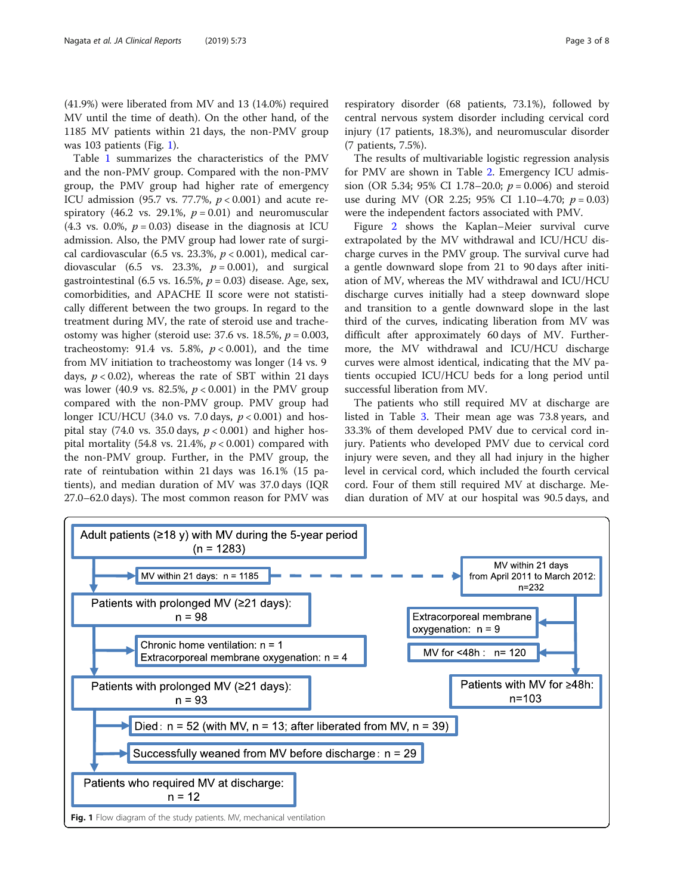(41.9%) were liberated from MV and 13 (14.0%) required MV until the time of death). On the other hand, of the 1185 MV patients within 21 days, the non-PMV group was 103 patients (Fig. 1).

Table 1 summarizes the characteristics of the PMV and the non-PMV group. Compared with the non-PMV group, the PMV group had higher rate of emergency ICU admission (95.7 vs. 77.7%, $p < 0.001$) and acute respiratory (46.2 vs. 29.1%, $p = 0.01$) and neuromuscular (4.3 vs. 0.0%, $p = 0.03$) disease in the diagnosis at ICU admission. Also, the PMV group had lower rate of surgical cardiovascular (6.5 vs. 23.3%, $p < 0.001$), medical cardiovascular (6.5 vs. 23.3%, $p = 0.001$), and surgical gastrointestinal (6.5 vs. 16.5%, $p = 0.03$) disease. Age, sex, comorbidities, and APACHE II score were not statistically different between the two groups. In regard to the treatment during MV, the rate of steroid use and tracheostomy was higher (steroid use: 37.6 vs. 18.5%, $p = 0.003$, tracheostomy: 91.4 vs. 5.8%, $p < 0.001$), and the time from MV initiation to tracheostomy was longer (14 vs. 9 days, $p < 0.02$), whereas the rate of SBT within 21 days was lower (40.9 vs. 82.5%, $p < 0.001$) in the PMV group compared with the non-PMV group. PMV group had longer ICU/HCU (34.0 vs. 7.0 days, $p < 0.001$) and hospital stay (74.0 vs. 35.0 days, $p < 0.001$) and higher hospital mortality (54.8 vs. 21.4%, $p < 0.001$) compared with the non-PMV group. Further, in the PMV group, the rate of reintubation within 21 days was 16.1% (15 patients), and median duration of MV was 37.0 days (IQR 27.0–62.0 days). The most common reason for PMV was respiratory disorder (68 patients, 73.1%), followed by central nervous system disorder including cervical cord injury (17 patients, 18.3%), and neuromuscular disorder (7 patients, 7.5%).

The results of multivariable logistic regression analysis for PMV are shown in Table 2. Emergency ICU admission (OR 5.34; 95% CI 1.78–20.0; $p = 0.006$) and steroid use during MV (OR 2.25; 95% CI 1.10–4.70; $p = 0.03$) were the independent factors associated with PMV.

Figure 2 shows the Kaplan–Meier survival curve extrapolated by the MV withdrawal and ICU/HCU discharge curves in the PMV group. The survival curve had a gentle downward slope from 21 to 90 days after initiation of MV, whereas the MV withdrawal and ICU/HCU discharge curves initially had a steep downward slope and transition to a gentle downward slope in the last third of the curves, indicating liberation from MV was difficult after approximately 60 days of MV. Furthermore, the MV withdrawal and ICU/HCU discharge curves were almost identical, indicating that the MV patients occupied ICU/HCU beds for a long period until successful liberation from MV.

The patients who still required MV at discharge are listed in Table 3. Their mean age was 73.8 years, and 33.3% of them developed PMV due to cervical cord injury. Patients who developed PMV due to cervical cord injury were seven, and they all had injury in the higher level in cervical cord, which included the fourth cervical cord. Four of them still required MV at discharge. Median duration of MV at our hospital was 90.5 days, and

Adult patients (≥18 y) with MV during the 5-year period (n = 1283)
- MV within 21 days: n = 1185 → MV within 21 days from April 2011 to March 2012: n=232
  - Extracorporeal membrane oxygenation: n = 9
  - MV for <48h: n= 120
  - Patients with MV for ≥48h: n=103
- Patients with prolonged MV (≥21 days): n = 98
  - Chronic home ventilation: n = 1; Extracorporeal membrane oxygenation: n = 4
- Patients with prolonged MV (≥21 days): n = 93
  - Died: n = 52 (with MV, n = 13; after liberated from MV, n = 39)
  - Successfully weaned from MV before discharge: n = 29
- Patients who required MV at discharge: n = 12

**Fig. 1** Flow diagram of the study patients. MV, mechanical ventilation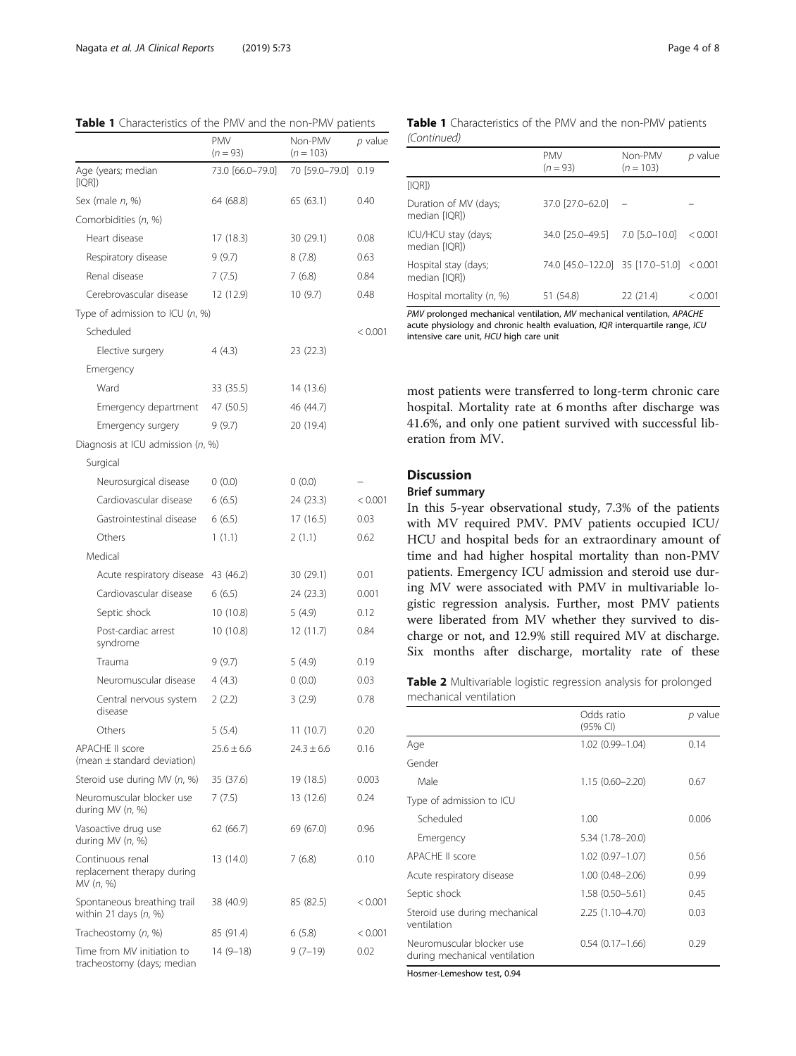**Table 1** Characteristics of the PMV and the non-PMV patients

| | PMV ($n = 93$) | Non-PMV ($n = 103$) | *p* value |
|---|---|---|---|
| Age (years; median [IQR]) | 73.0 [66.0–79.0] | 70 [59.0–79.0] | 0.19 |
| Sex (male *n*, %) | 64 (68.8) | 65 (63.1) | 0.40 |
| Comorbidities (*n*, %) | | | |
| Heart disease | 17 (18.3) | 30 (29.1) | 0.08 |
| Respiratory disease | 9 (9.7) | 8 (7.8) | 0.63 |
| Renal disease | 7 (7.5) | 7 (6.8) | 0.84 |
| Cerebrovascular disease | 12 (12.9) | 10 (9.7) | 0.48 |
| Type of admission to ICU (*n*, %) | | | |
| Scheduled | | | < 0.001 |
| Elective surgery | 4 (4.3) | 23 (22.3) | |
| Emergency | | | |
| Ward | 33 (35.5) | 14 (13.6) | |
| Emergency department | 47 (50.5) | 46 (44.7) | |
| Emergency surgery | 9 (9.7) | 20 (19.4) | |
| Diagnosis at ICU admission (*n*, %) | | | |
| Surgical | | | |
| Neurosurgical disease | 0 (0.0) | 0 (0.0) | – |
| Cardiovascular disease | 6 (6.5) | 24 (23.3) | < 0.001 |
| Gastrointestinal disease | 6 (6.5) | 17 (16.5) | 0.03 |
| Others | 1 (1.1) | 2 (1.1) | 0.62 |
| Medical | | | |
| Acute respiratory disease | 43 (46.2) | 30 (29.1) | 0.01 |
| Cardiovascular disease | 6 (6.5) | 24 (23.3) | 0.001 |
| Septic shock | 10 (10.8) | 5 (4.9) | 0.12 |
| Post-cardiac arrest syndrome | 10 (10.8) | 12 (11.7) | 0.84 |
| Trauma | 9 (9.7) | 5 (4.9) | 0.19 |
| Neuromuscular disease | 4 (4.3) | 0 (0.0) | 0.03 |
| Central nervous system disease | 2 (2.2) | 3 (2.9) | 0.78 |
| Others | 5 (5.4) | 11 (10.7) | 0.20 |
| APACHE II score (mean ± standard deviation) | 25.6 ± 6.6 | 24.3 ± 6.6 | 0.16 |
| Steroid use during MV (*n*, %) | 35 (37.6) | 19 (18.5) | 0.003 |
| Neuromuscular blocker use during MV (*n*, %) | 7 (7.5) | 13 (12.6) | 0.24 |
| Vasoactive drug use during MV (*n*, %) | 62 (66.7) | 69 (67.0) | 0.96 |
| Continuous renal replacement therapy during MV (*n*, %) | 13 (14.0) | 7 (6.8) | 0.10 |
| Spontaneous breathing trail within 21 days (*n*, %) | 38 (40.9) | 85 (82.5) | < 0.001 |
| Tracheostomy (*n*, %) | 85 (91.4) | 6 (5.8) | < 0.001 |
| Time from MV initiation to tracheostomy (days; median [IQR]) | 14 (9–18) | 9 (7–19) | 0.02 |
| Duration of MV (days; median [IQR]) | 37.0 [27.0–62.0] | – | – |
| ICU/HCU stay (days; median [IQR]) | 34.0 [25.0–49.5] | 7.0 [5.0–10.0] | < 0.001 |
| Hospital stay (days; median [IQR]) | 74.0 [45.0–122.0] | 35 [17.0–51.0] | < 0.001 |
| Hospital mortality (*n*, %) | 51 (54.8) | 22 (21.4) | < 0.001 |

*PMV* prolonged mechanical ventilation, *MV* mechanical ventilation, *APACHE* acute physiology and chronic health evaluation, *IQR* interquartile range, *ICU* intensive care unit, *HCU* high care unit

most patients were transferred to long-term chronic care hospital. Mortality rate at 6 months after discharge was 41.6%, and only one patient survived with successful liberation from MV.

## Discussion

### Brief summary

In this 5-year observational study, 7.3% of the patients with MV required PMV. PMV patients occupied ICU/HCU and hospital beds for an extraordinary amount of time and had higher hospital mortality than non-PMV patients. Emergency ICU admission and steroid use during MV were associated with PMV in multivariable logistic regression analysis. Further, most PMV patients were liberated from MV whether they survived to discharge or not, and 12.9% still required MV at discharge. Six months after discharge, mortality rate of these

**Table 2** Multivariable logistic regression analysis for prolonged mechanical ventilation

| | Odds ratio (95% CI) | *p* value |
|---|---|---|
| Age | 1.02 (0.99–1.04) | 0.14 |
| Gender | | |
| Male | 1.15 (0.60–2.20) | 0.67 |
| Type of admission to ICU | | |
| Scheduled | 1.00 | 0.006 |
| Emergency | 5.34 (1.78–20.0) | |
| APACHE II score | 1.02 (0.97–1.07) | 0.56 |
| Acute respiratory disease | 1.00 (0.48–2.06) | 0.99 |
| Septic shock | 1.58 (0.50–5.61) | 0.45 |
| Steroid use during mechanical ventilation | 2.25 (1.10–4.70) | 0.03 |
| Neuromuscular blocker use during mechanical ventilation | 0.54 (0.17–1.66) | 0.29 |

Hosmer-Lemeshow test, 0.94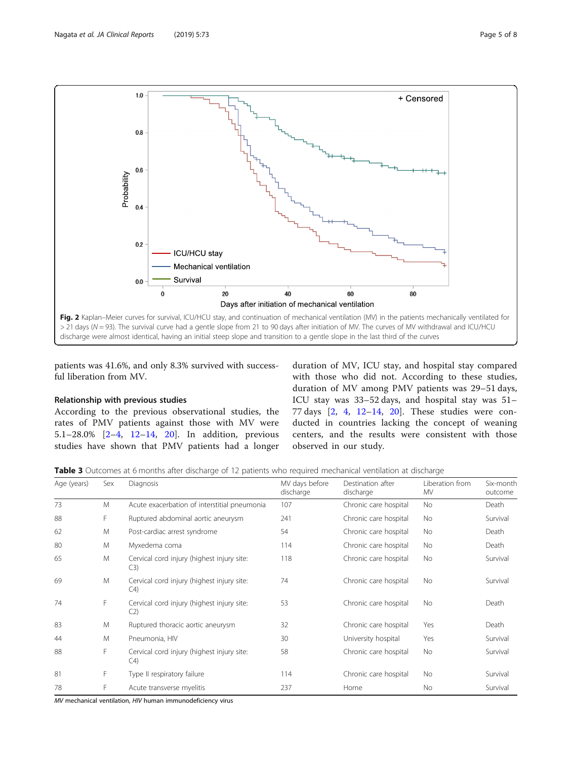**Fig. 2** Kaplan–Meier curves for survival, ICU/HCU stay, and continuation of mechanical ventilation (MV) in the patients mechanically ventilated for > 21 days (N = 93). The survival curve had a gentle slope from 21 to 90 days after initiation of MV. The curves of MV withdrawal and ICU/HCU discharge were almost identical, having an initial steep slope and transition to a gentle slope in the last third of the curves

patients was 41.6%, and only 8.3% survived with successful liberation from MV.

### Relationship with previous studies

According to the previous observational studies, the rates of PMV patients against those with MV were 5.1–28.0% [2–4, 12–14, 20]. In addition, previous studies have shown that PMV patients had a longer duration of MV, ICU stay, and hospital stay compared with those who did not. According to these studies, duration of MV among PMV patients was 29–51 days, ICU stay was 33–52 days, and hospital stay was 51–77 days [2, 4, 12–14, 20]. These studies were conducted in countries lacking the concept of weaning centers, and the results were consistent with those observed in our study.

**Table 3** Outcomes at 6 months after discharge of 12 patients who required mechanical ventilation at discharge

| Age (years) | Sex | Diagnosis | MV days before discharge | Destination after discharge | Liberation from MV | Six-month outcome |
|---|---|---|---|---|---|---|
| 73 | M | Acute exacerbation of interstitial pneumonia | 107 | Chronic care hospital | No | Death |
| 88 | F | Ruptured abdominal aortic aneurysm | 241 | Chronic care hospital | No | Survival |
| 62 | M | Post-cardiac arrest syndrome | 54 | Chronic care hospital | No | Death |
| 80 | M | Myxedema coma | 114 | Chronic care hospital | No | Death |
| 65 | M | Cervical cord injury (highest injury site: C3) | 118 | Chronic care hospital | No | Survival |
| 69 | M | Cervical cord injury (highest injury site: C4) | 74 | Chronic care hospital | No | Survival |
| 74 | F | Cervical cord injury (highest injury site: C2) | 53 | Chronic care hospital | No | Death |
| 83 | M | Ruptured thoracic aortic aneurysm | 32 | Chronic care hospital | Yes | Death |
| 44 | M | Pneumonia, HIV | 30 | University hospital | Yes | Survival |
| 88 | F | Cervical cord injury (highest injury site: C4) | 58 | Chronic care hospital | No | Survival |
| 81 | F | Type II respiratory failure | 114 | Chronic care hospital | No | Survival |
| 78 | F | Acute transverse myelitis | 237 | Home | No | Survival |

*MV* mechanical ventilation, *HIV* human immunodeficiency virus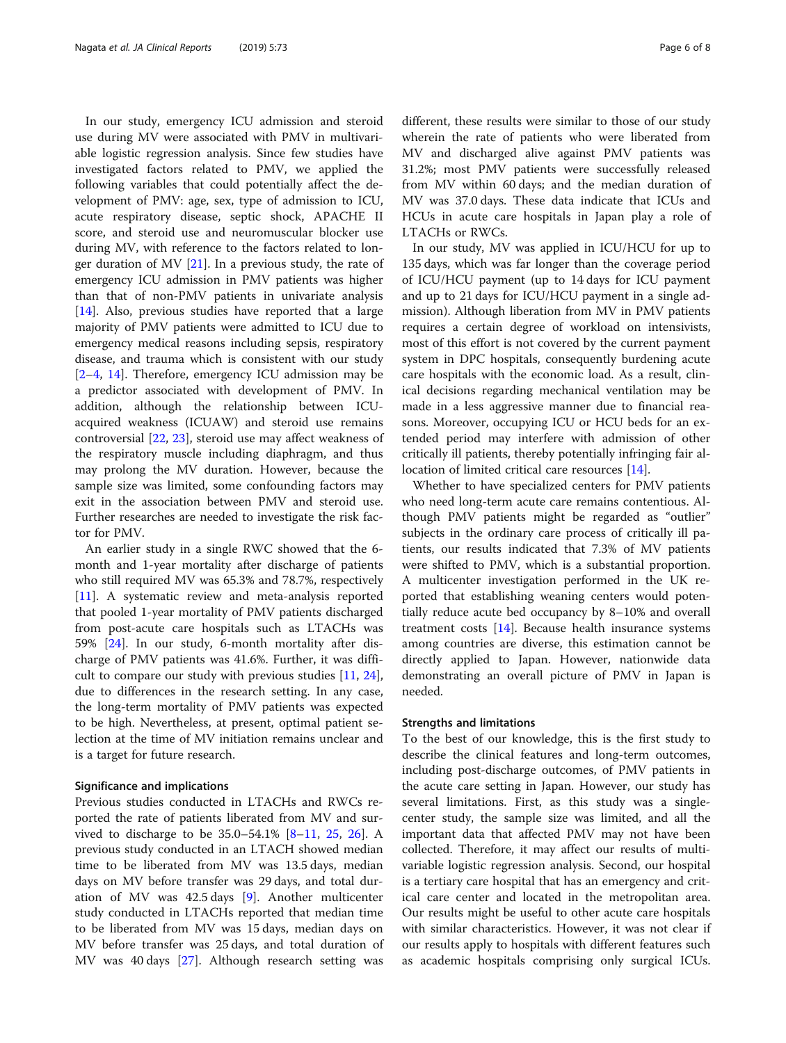In our study, emergency ICU admission and steroid use during MV were associated with PMV in multivariable logistic regression analysis. Since few studies have investigated factors related to PMV, we applied the following variables that could potentially affect the development of PMV: age, sex, type of admission to ICU, acute respiratory disease, septic shock, APACHE II score, and steroid use and neuromuscular blocker use during MV, with reference to the factors related to longer duration of MV [21]. In a previous study, the rate of emergency ICU admission in PMV patients was higher than that of non-PMV patients in univariate analysis [14]. Also, previous studies have reported that a large majority of PMV patients were admitted to ICU due to emergency medical reasons including sepsis, respiratory disease, and trauma which is consistent with our study [2–4, 14]. Therefore, emergency ICU admission may be a predictor associated with development of PMV. In addition, although the relationship between ICU-acquired weakness (ICUAW) and steroid use remains controversial [22, 23], steroid use may affect weakness of the respiratory muscle including diaphragm, and thus may prolong the MV duration. However, because the sample size was limited, some confounding factors may exit in the association between PMV and steroid use. Further researches are needed to investigate the risk factor for PMV.

An earlier study in a single RWC showed that the 6-month and 1-year mortality after discharge of patients who still required MV was 65.3% and 78.7%, respectively [11]. A systematic review and meta-analysis reported that pooled 1-year mortality of PMV patients discharged from post-acute care hospitals such as LTACHs was 59% [24]. In our study, 6-month mortality after discharge of PMV patients was 41.6%. Further, it was difficult to compare our study with previous studies [11, 24], due to differences in the research setting. In any case, the long-term mortality of PMV patients was expected to be high. Nevertheless, at present, optimal patient selection at the time of MV initiation remains unclear and is a target for future research.

### Significance and implications

Previous studies conducted in LTACHs and RWCs reported the rate of patients liberated from MV and survived to discharge to be 35.0–54.1% [8–11, 25, 26]. A previous study conducted in an LTACH showed median time to be liberated from MV was 13.5 days, median days on MV before transfer was 29 days, and total duration of MV was 42.5 days [9]. Another multicenter study conducted in LTACHs reported that median time to be liberated from MV was 15 days, median days on MV before transfer was 25 days, and total duration of MV was 40 days [27]. Although research setting was different, these results were similar to those of our study wherein the rate of patients who were liberated from MV and discharged alive against PMV patients was 31.2%; most PMV patients were successfully released from MV within 60 days; and the median duration of MV was 37.0 days. These data indicate that ICUs and HCUs in acute care hospitals in Japan play a role of LTACHs or RWCs.

In our study, MV was applied in ICU/HCU for up to 135 days, which was far longer than the coverage period of ICU/HCU payment (up to 14 days for ICU payment and up to 21 days for ICU/HCU payment in a single admission). Although liberation from MV in PMV patients requires a certain degree of workload on intensivists, most of this effort is not covered by the current payment system in DPC hospitals, consequently burdening acute care hospitals with the economic load. As a result, clinical decisions regarding mechanical ventilation may be made in a less aggressive manner due to financial reasons. Moreover, occupying ICU or HCU beds for an extended period may interfere with admission of other critically ill patients, thereby potentially infringing fair allocation of limited critical care resources [14].

Whether to have specialized centers for PMV patients who need long-term acute care remains contentious. Although PMV patients might be regarded as "outlier" subjects in the ordinary care process of critically ill patients, our results indicated that 7.3% of MV patients were shifted to PMV, which is a substantial proportion. A multicenter investigation performed in the UK reported that establishing weaning centers would potentially reduce acute bed occupancy by 8–10% and overall treatment costs [14]. Because health insurance systems among countries are diverse, this estimation cannot be directly applied to Japan. However, nationwide data demonstrating an overall picture of PMV in Japan is needed.

### Strengths and limitations

To the best of our knowledge, this is the first study to describe the clinical features and long-term outcomes, including post-discharge outcomes, of PMV patients in the acute care setting in Japan. However, our study has several limitations. First, as this study was a single-center study, the sample size was limited, and all the important data that affected PMV may not have been collected. Therefore, it may affect our results of multivariable logistic regression analysis. Second, our hospital is a tertiary care hospital that has an emergency and critical care center and located in the metropolitan area. Our results might be useful to other acute care hospitals with similar characteristics. However, it was not clear if our results apply to hospitals with different features such as academic hospitals comprising only surgical ICUs.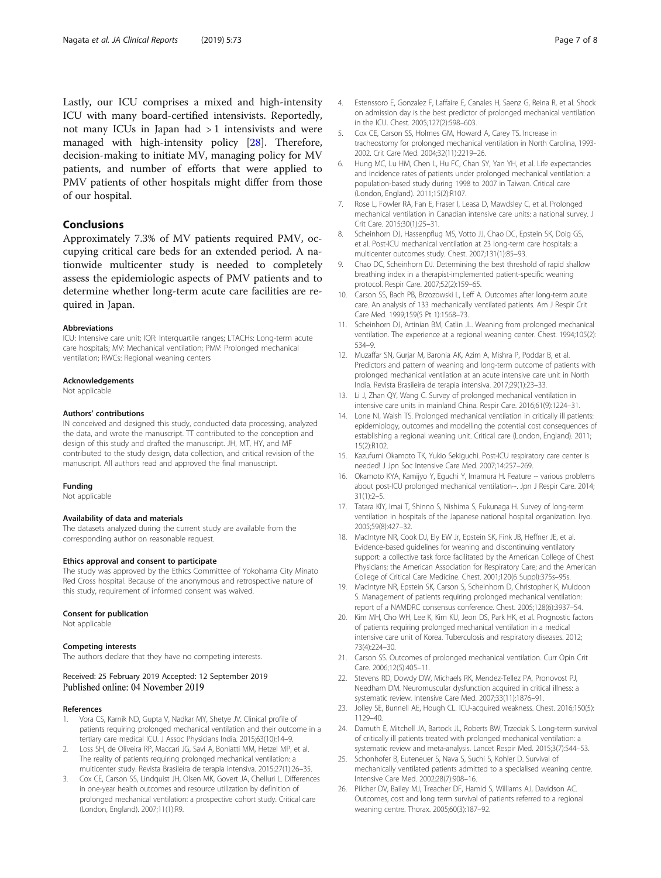Lastly, our ICU comprises a mixed and high-intensity ICU with many board-certified intensivists. Reportedly, not many ICUs in Japan had > 1 intensivists and were managed with high-intensity policy [28]. Therefore, decision-making to initiate MV, managing policy for MV patients, and number of efforts that were applied to PMV patients of other hospitals might differ from those of our hospital.

## Conclusions

Approximately 7.3% of MV patients required PMV, occupying critical care beds for an extended period. A nationwide multicenter study is needed to completely assess the epidemiologic aspects of PMV patients and to determine whether long-term acute care facilities are required in Japan.

#### Abbreviations

ICU: Intensive care unit; IQR: Interquartile ranges; LTACHs: Long-term acute care hospitals; MV: Mechanical ventilation; PMV: Prolonged mechanical ventilation; RWCs: Regional weaning centers

#### Acknowledgements

Not applicable

#### Authors' contributions

IN conceived and designed this study, conducted data processing, analyzed the data, and wrote the manuscript. TT contributed to the conception and design of this study and drafted the manuscript. JH, MT, HY, and MF contributed to the study design, data collection, and critical revision of the manuscript. All authors read and approved the final manuscript.

#### Funding

Not applicable

#### Availability of data and materials

The datasets analyzed during the current study are available from the corresponding author on reasonable request.

#### Ethics approval and consent to participate

The study was approved by the Ethics Committee of Yokohama City Minato Red Cross hospital. Because of the anonymous and retrospective nature of this study, requirement of informed consent was waived.

#### Consent for publication

Not applicable

#### Competing interests

The authors declare that they have no competing interests.

Received: 25 February 2019 Accepted: 12 September 2019
Published online: 04 November 2019

#### References

1. Vora CS, Karnik ND, Gupta V, Nadkar MY, Shetye JV. Clinical profile of patients requiring prolonged mechanical ventilation and their outcome in a tertiary care medical ICU. J Assoc Physicians India. 2015;63(10):14–9.
2. Loss SH, de Oliveira RP, Maccari JG, Savi A, Boniatti MM, Hetzel MP, et al. The reality of patients requiring prolonged mechanical ventilation: a multicenter study. Revista Brasileira de terapia intensiva. 2015;27(1):26–35.
3. Cox CE, Carson SS, Lindquist JH, Olsen MK, Govert JA, Chelluri L. Differences in one-year health outcomes and resource utilization by definition of prolonged mechanical ventilation: a prospective cohort study. Critical care (London, England). 2007;11(1):R9.
4. Estenssoro E, Gonzalez F, Laffaire E, Canales H, Saenz G, Reina R, et al. Shock on admission day is the best predictor of prolonged mechanical ventilation in the ICU. Chest. 2005;127(2):598–603.
5. Cox CE, Carson SS, Holmes GM, Howard A, Carey TS. Increase in tracheostomy for prolonged mechanical ventilation in North Carolina, 1993-2002. Crit Care Med. 2004;32(11):2219–26.
6. Hung MC, Lu HM, Chen L, Hu FC, Chan SY, Yan YH, et al. Life expectancies and incidence rates of patients under prolonged mechanical ventilation: a population-based study during 1998 to 2007 in Taiwan. Critical care (London, England). 2011;15(2):R107.
7. Rose L, Fowler RA, Fan E, Fraser I, Leasa D, Mawdsley C, et al. Prolonged mechanical ventilation in Canadian intensive care units: a national survey. J Crit Care. 2015;30(1):25–31.
8. Scheinhorn DJ, Hassenpflug MS, Votto JJ, Chao DC, Epstein SK, Doig GS, et al. Post-ICU mechanical ventilation at 23 long-term care hospitals: a multicenter outcomes study. Chest. 2007;131(1):85–93.
9. Chao DC, Scheinhorn DJ. Determining the best threshold of rapid shallow breathing index in a therapist-implemented patient-specific weaning protocol. Respir Care. 2007;52(2):159–65.
10. Carson SS, Bach PB, Brzozowski L, Leff A. Outcomes after long-term acute care. An analysis of 133 mechanically ventilated patients. Am J Respir Crit Care Med. 1999;159(5 Pt 1):1568–73.
11. Scheinhorn DJ, Artinian BM, Catlin JL. Weaning from prolonged mechanical ventilation. The experience at a regional weaning center. Chest. 1994;105(2):534–9.
12. Muzaffar SN, Gurjar M, Baronia AK, Azim A, Mishra P, Poddar B, et al. Predictors and pattern of weaning and long-term outcome of patients with prolonged mechanical ventilation at an acute intensive care unit in North India. Revista Brasileira de terapia intensiva. 2017;29(1):23–33.
13. Li J, Zhan QY, Wang C. Survey of prolonged mechanical ventilation in intensive care units in mainland China. Respir Care. 2016;61(9):1224–31.
14. Lone NI, Walsh TS. Prolonged mechanical ventilation in critically ill patients: epidemiology, outcomes and modelling the potential cost consequences of establishing a regional weaning unit. Critical care (London, England). 2011;15(2):R102.
15. Kazufumi Okamoto TK, Yukio Sekiguchi. Post-ICU respiratory care center is needed! J Jpn Soc Intensive Care Med. 2007;14:257–269.
16. Okamoto KYA, Kamijyo Y, Eguchi Y, Imamura H. Feature ~ various problems about post-ICU prolonged mechanical ventilation~. Jpn J Respir Care. 2014;31(1):2–5.
17. Tatara KIY, Imai T, Shinno S, Nishima S, Fukunaga H. Survey of long-term ventilation in hospitals of the Japanese national hospital organization. Iryo. 2005;59(8):427–32.
18. MacIntyre NR, Cook DJ, Ely EW Jr, Epstein SK, Fink JB, Heffner JE, et al. Evidence-based guidelines for weaning and discontinuing ventilatory support: a collective task force facilitated by the American College of Chest Physicians; the American Association for Respiratory Care; and the American College of Critical Care Medicine. Chest. 2001;120(6 Suppl):375s–95s.
19. MacIntyre NR, Epstein SK, Carson S, Scheinhorn D, Christopher K, Muldoon S. Management of patients requiring prolonged mechanical ventilation: report of a NAMDRC consensus conference. Chest. 2005;128(6):3937–54.
20. Kim MH, Cho WH, Lee K, Kim KU, Jeon DS, Park HK, et al. Prognostic factors of patients requiring prolonged mechanical ventilation in a medical intensive care unit of Korea. Tuberculosis and respiratory diseases. 2012;73(4):224–30.
21. Carson SS. Outcomes of prolonged mechanical ventilation. Curr Opin Crit Care. 2006;12(5):405–11.
22. Stevens RD, Dowdy DW, Michaels RK, Mendez-Tellez PA, Pronovost PJ, Needham DM. Neuromuscular dysfunction acquired in critical illness: a systematic review. Intensive Care Med. 2007;33(11):1876–91.
23. Jolley SE, Bunnell AE, Hough CL. ICU-acquired weakness. Chest. 2016;150(5):1129–40.
24. Damuth E, Mitchell JA, Bartock JL, Roberts BW, Trzeciak S. Long-term survival of critically ill patients treated with prolonged mechanical ventilation: a systematic review and meta-analysis. Lancet Respir Med. 2015;3(7):544–53.
25. Schonhofer B, Euteneuer S, Nava S, Suchi S, Kohler D. Survival of mechanically ventilated patients admitted to a specialised weaning centre. Intensive Care Med. 2002;28(7):908–16.
26. Pilcher DV, Bailey MJ, Treacher DF, Hamid S, Williams AJ, Davidson AC. Outcomes, cost and long term survival of patients referred to a regional weaning centre. Thorax. 2005;60(3):187–92.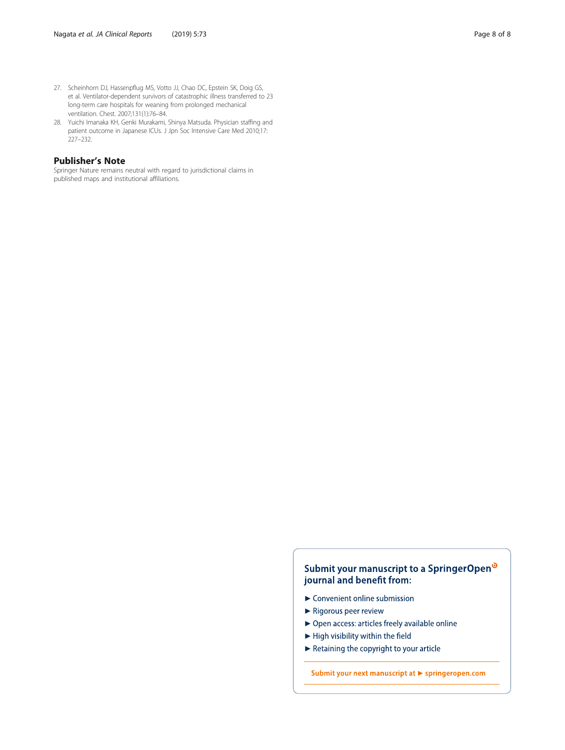27. Scheinhorn DJ, Hassenpflug MS, Votto JJ, Chao DC, Epstein SK, Doig GS, et al. Ventilator-dependent survivors of catastrophic illness transferred to 23 long-term care hospitals for weaning from prolonged mechanical ventilation. Chest. 2007;131(1):76–84.
28. Yuichi Imanaka KH, Genki Murakami, Shinya Matsuda. Physician staffing and patient outcome in Japanese ICUs. J Jpn Soc Intensive Care Med 2010;17: 227–232.

## Publisher's Note

Springer Nature remains neutral with regard to jurisdictional claims in published maps and institutional affiliations.

**Submit your manuscript to a SpringerOpen journal and benefit from:**

- ► Convenient online submission
- ► Rigorous peer review
- ► Open access: articles freely available online
- ► High visibility within the field
- ► Retaining the copyright to your article

**Submit your next manuscript at ► springeropen.com**